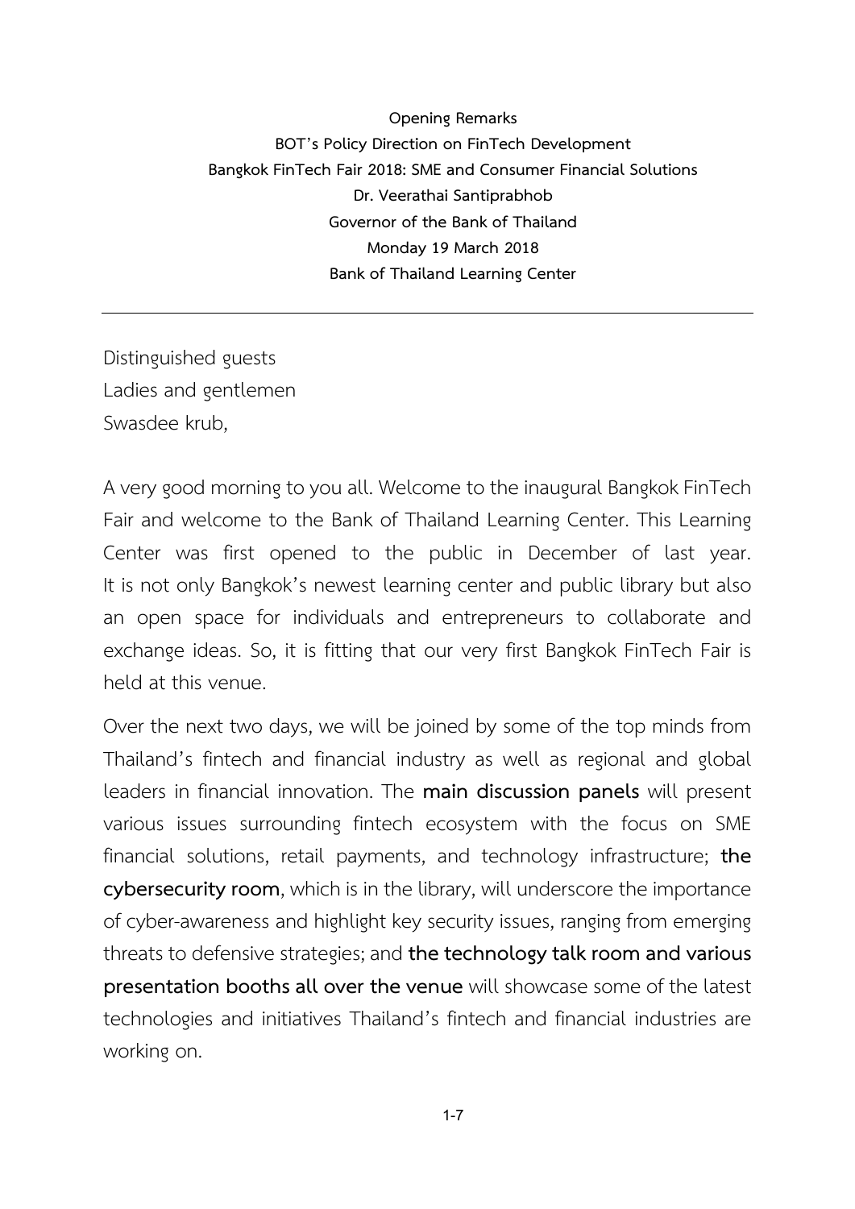**Opening Remarks**

**BOT's Policy Direction on FinTech Development**

**Bangkok FinTech Fair 2018: SME and Consumer Financial Solutions**

**Dr. Veerathai Santiprabhob**

**Governor of the Bank of Thailand**

**Monday 19 March 2018**

**Bank of Thailand Learning Center**

---

Distinguished guests
Ladies and gentlemen
Swasdee krub,

A very good morning to you all. Welcome to the inaugural Bangkok FinTech Fair and welcome to the Bank of Thailand Learning Center. This Learning Center was first opened to the public in December of last year. It is not only Bangkok's newest learning center and public library but also an open space for individuals and entrepreneurs to collaborate and exchange ideas. So, it is fitting that our very first Bangkok FinTech Fair is held at this venue.

Over the next two days, we will be joined by some of the top minds from Thailand's fintech and financial industry as well as regional and global leaders in financial innovation. The **main discussion panels** will present various issues surrounding fintech ecosystem with the focus on SME financial solutions, retail payments, and technology infrastructure; **the cybersecurity room**, which is in the library, will underscore the importance of cyber-awareness and highlight key security issues, ranging from emerging threats to defensive strategies; and **the technology talk room and various presentation booths all over the venue** will showcase some of the latest technologies and initiatives Thailand's fintech and financial industries are working on.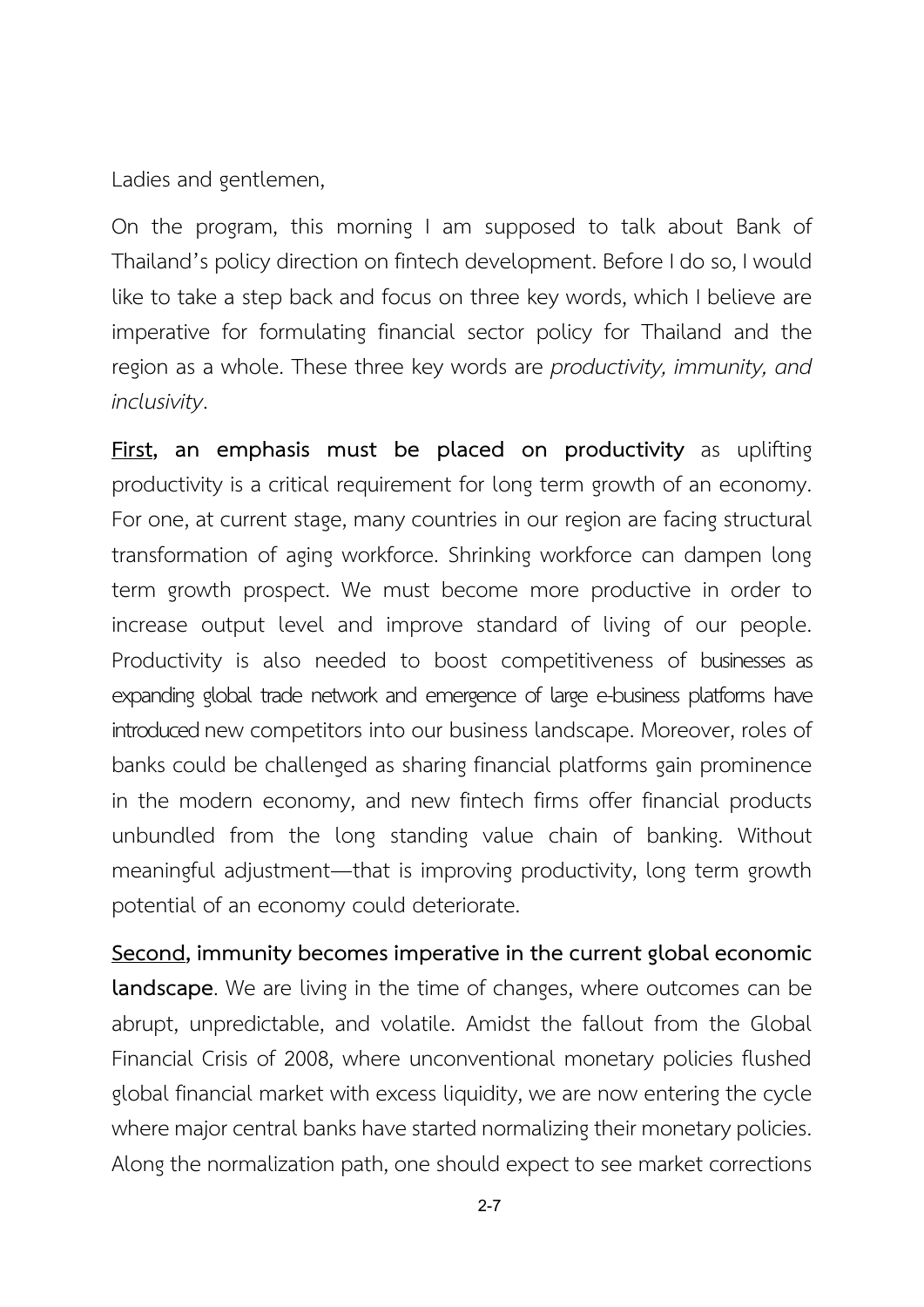Ladies and gentlemen,

On the program, this morning I am supposed to talk about Bank of Thailand's policy direction on fintech development. Before I do so, I would like to take a step back and focus on three key words, which I believe are imperative for formulating financial sector policy for Thailand and the region as a whole. These three key words are *productivity, immunity, and inclusivity*.

<u>**First**</u>**, an emphasis must be placed on productivity** as uplifting productivity is a critical requirement for long term growth of an economy. For one, at current stage, many countries in our region are facing structural transformation of aging workforce. Shrinking workforce can dampen long term growth prospect. We must become more productive in order to increase output level and improve standard of living of our people. Productivity is also needed to boost competitiveness of businesses as expanding global trade network and emergence of large e-business platforms have introduced new competitors into our business landscape. Moreover, roles of banks could be challenged as sharing financial platforms gain prominence in the modern economy, and new fintech firms offer financial products unbundled from the long standing value chain of banking. Without meaningful adjustment—that is improving productivity, long term growth potential of an economy could deteriorate.

<u>**Second**</u>**, immunity becomes imperative in the current global economic landscape**. We are living in the time of changes, where outcomes can be abrupt, unpredictable, and volatile. Amidst the fallout from the Global Financial Crisis of 2008, where unconventional monetary policies flushed global financial market with excess liquidity, we are now entering the cycle where major central banks have started normalizing their monetary policies. Along the normalization path, one should expect to see market corrections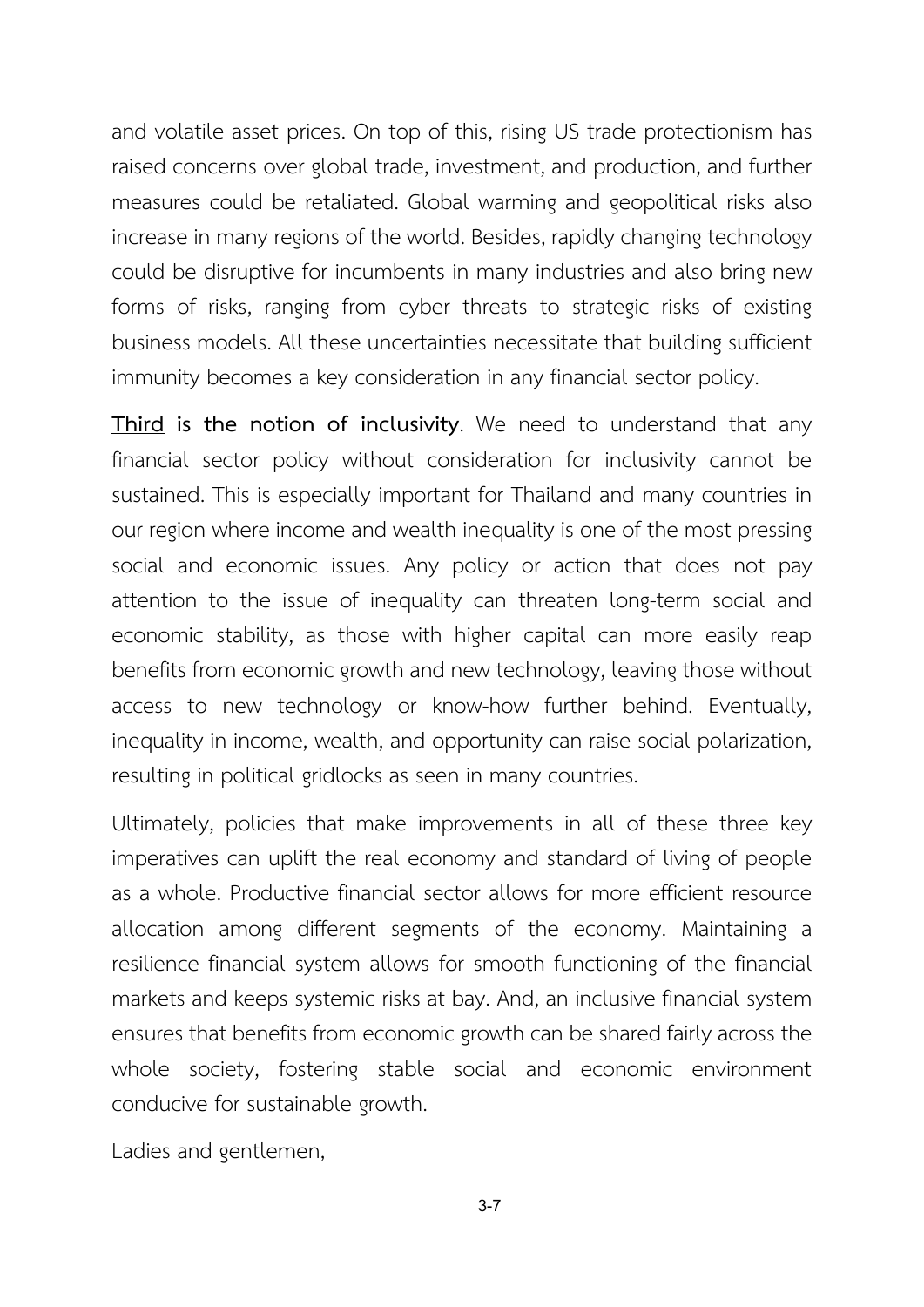and volatile asset prices. On top of this, rising US trade protectionism has raised concerns over global trade, investment, and production, and further measures could be retaliated. Global warming and geopolitical risks also increase in many regions of the world. Besides, rapidly changing technology could be disruptive for incumbents in many industries and also bring new forms of risks, ranging from cyber threats to strategic risks of existing business models. All these uncertainties necessitate that building sufficient immunity becomes a key consideration in any financial sector policy.

**<u>Third</u> is the notion of inclusivity**. We need to understand that any financial sector policy without consideration for inclusivity cannot be sustained. This is especially important for Thailand and many countries in our region where income and wealth inequality is one of the most pressing social and economic issues. Any policy or action that does not pay attention to the issue of inequality can threaten long-term social and economic stability, as those with higher capital can more easily reap benefits from economic growth and new technology, leaving those without access to new technology or know-how further behind. Eventually, inequality in income, wealth, and opportunity can raise social polarization, resulting in political gridlocks as seen in many countries.

Ultimately, policies that make improvements in all of these three key imperatives can uplift the real economy and standard of living of people as a whole. Productive financial sector allows for more efficient resource allocation among different segments of the economy. Maintaining a resilience financial system allows for smooth functioning of the financial markets and keeps systemic risks at bay. And, an inclusive financial system ensures that benefits from economic growth can be shared fairly across the whole society, fostering stable social and economic environment conducive for sustainable growth.

Ladies and gentlemen,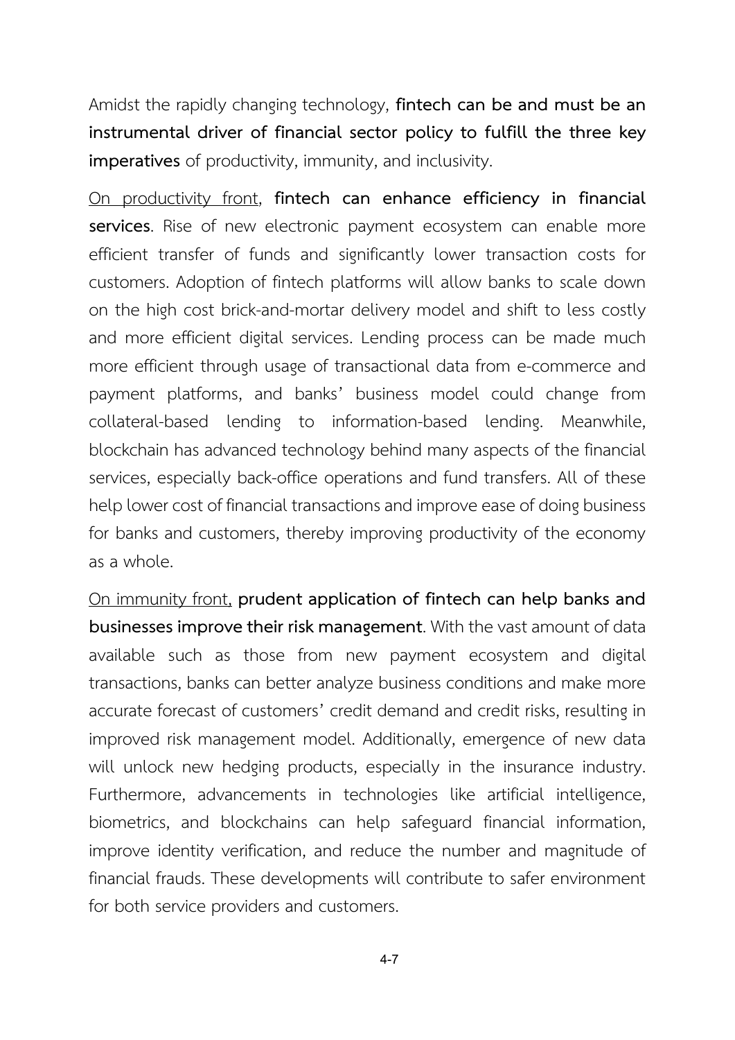Amidst the rapidly changing technology, **fintech can be and must be an instrumental driver of financial sector policy to fulfill the three key imperatives** of productivity, immunity, and inclusivity.

<u>On productivity front</u>, **fintech can enhance efficiency in financial services**. Rise of new electronic payment ecosystem can enable more efficient transfer of funds and significantly lower transaction costs for customers. Adoption of fintech platforms will allow banks to scale down on the high cost brick-and-mortar delivery model and shift to less costly and more efficient digital services. Lending process can be made much more efficient through usage of transactional data from e-commerce and payment platforms, and banks' business model could change from collateral-based lending to information-based lending. Meanwhile, blockchain has advanced technology behind many aspects of the financial services, especially back-office operations and fund transfers. All of these help lower cost of financial transactions and improve ease of doing business for banks and customers, thereby improving productivity of the economy as a whole.

<u>On immunity front,</u> **prudent application of fintech can help banks and businesses improve their risk management**. With the vast amount of data available such as those from new payment ecosystem and digital transactions, banks can better analyze business conditions and make more accurate forecast of customers' credit demand and credit risks, resulting in improved risk management model. Additionally, emergence of new data will unlock new hedging products, especially in the insurance industry. Furthermore, advancements in technologies like artificial intelligence, biometrics, and blockchains can help safeguard financial information, improve identity verification, and reduce the number and magnitude of financial frauds. These developments will contribute to safer environment for both service providers and customers.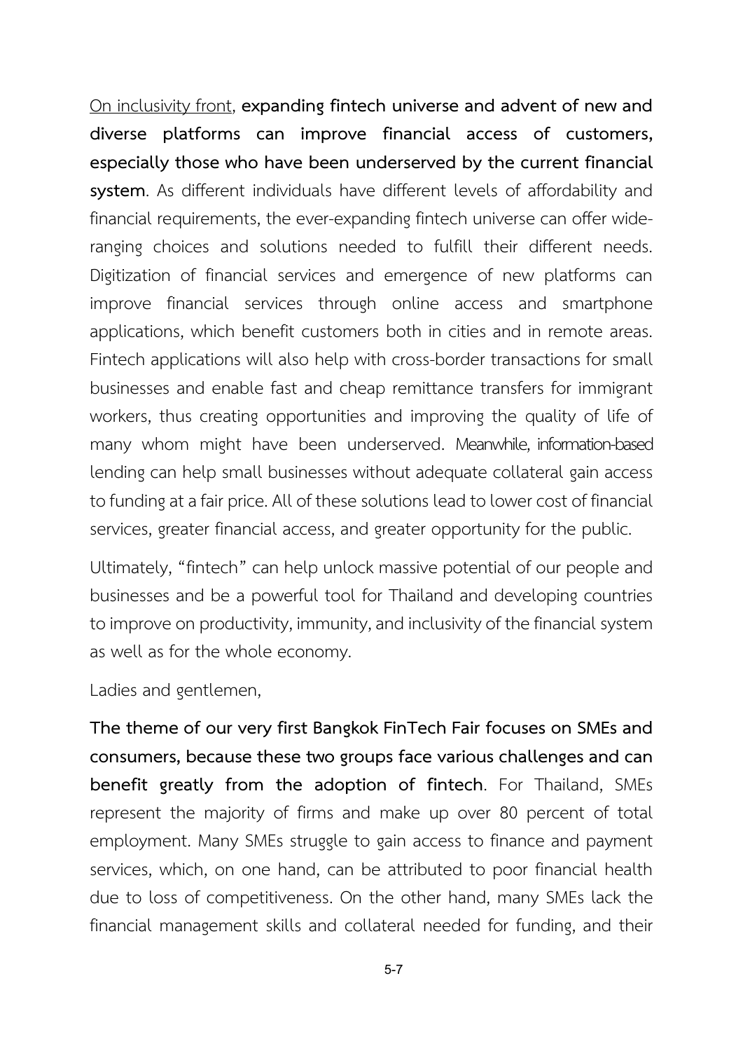On inclusivity front, **expanding fintech universe and advent of new and diverse platforms can improve financial access of customers, especially those who have been underserved by the current financial system**. As different individuals have different levels of affordability and financial requirements, the ever-expanding fintech universe can offer wide-ranging choices and solutions needed to fulfill their different needs. Digitization of financial services and emergence of new platforms can improve financial services through online access and smartphone applications, which benefit customers both in cities and in remote areas. Fintech applications will also help with cross-border transactions for small businesses and enable fast and cheap remittance transfers for immigrant workers, thus creating opportunities and improving the quality of life of many whom might have been underserved. Meanwhile, information-based lending can help small businesses without adequate collateral gain access to funding at a fair price. All of these solutions lead to lower cost of financial services, greater financial access, and greater opportunity for the public.

Ultimately, "fintech" can help unlock massive potential of our people and businesses and be a powerful tool for Thailand and developing countries to improve on productivity, immunity, and inclusivity of the financial system as well as for the whole economy.

Ladies and gentlemen,

**The theme of our very first Bangkok FinTech Fair focuses on SMEs and consumers, because these two groups face various challenges and can benefit greatly from the adoption of fintech**. For Thailand, SMEs represent the majority of firms and make up over 80 percent of total employment. Many SMEs struggle to gain access to finance and payment services, which, on one hand, can be attributed to poor financial health due to loss of competitiveness. On the other hand, many SMEs lack the financial management skills and collateral needed for funding, and their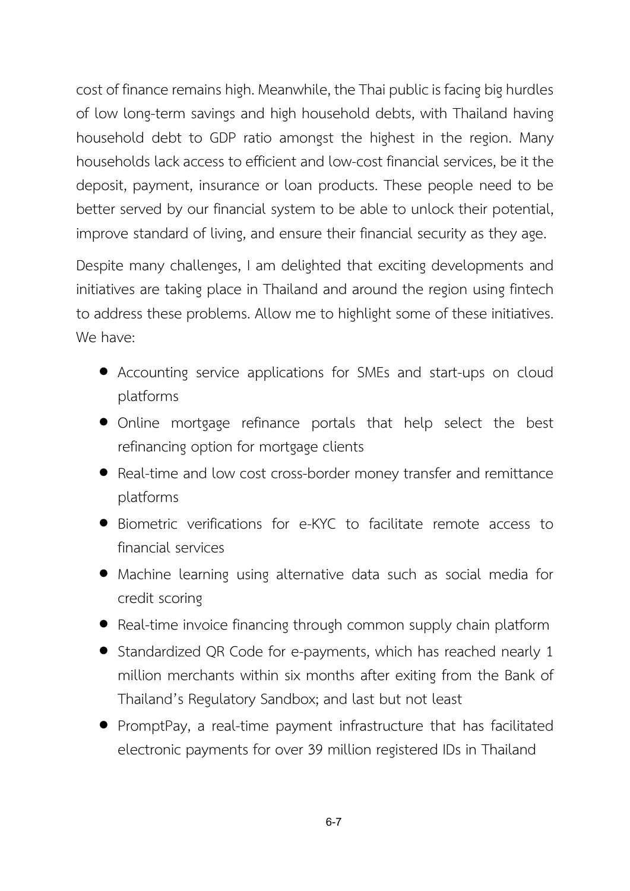cost of finance remains high. Meanwhile, the Thai public is facing big hurdles of low long-term savings and high household debts, with Thailand having household debt to GDP ratio amongst the highest in the region. Many households lack access to efficient and low-cost financial services, be it the deposit, payment, insurance or loan products. These people need to be better served by our financial system to be able to unlock their potential, improve standard of living, and ensure their financial security as they age.

Despite many challenges, I am delighted that exciting developments and initiatives are taking place in Thailand and around the region using fintech to address these problems. Allow me to highlight some of these initiatives. We have:

- Accounting service applications for SMEs and start-ups on cloud platforms
- Online mortgage refinance portals that help select the best refinancing option for mortgage clients
- Real-time and low cost cross-border money transfer and remittance platforms
- Biometric verifications for e-KYC to facilitate remote access to financial services
- Machine learning using alternative data such as social media for credit scoring
- Real-time invoice financing through common supply chain platform
- Standardized QR Code for e-payments, which has reached nearly 1 million merchants within six months after exiting from the Bank of Thailand's Regulatory Sandbox; and last but not least
- PromptPay, a real-time payment infrastructure that has facilitated electronic payments for over 39 million registered IDs in Thailand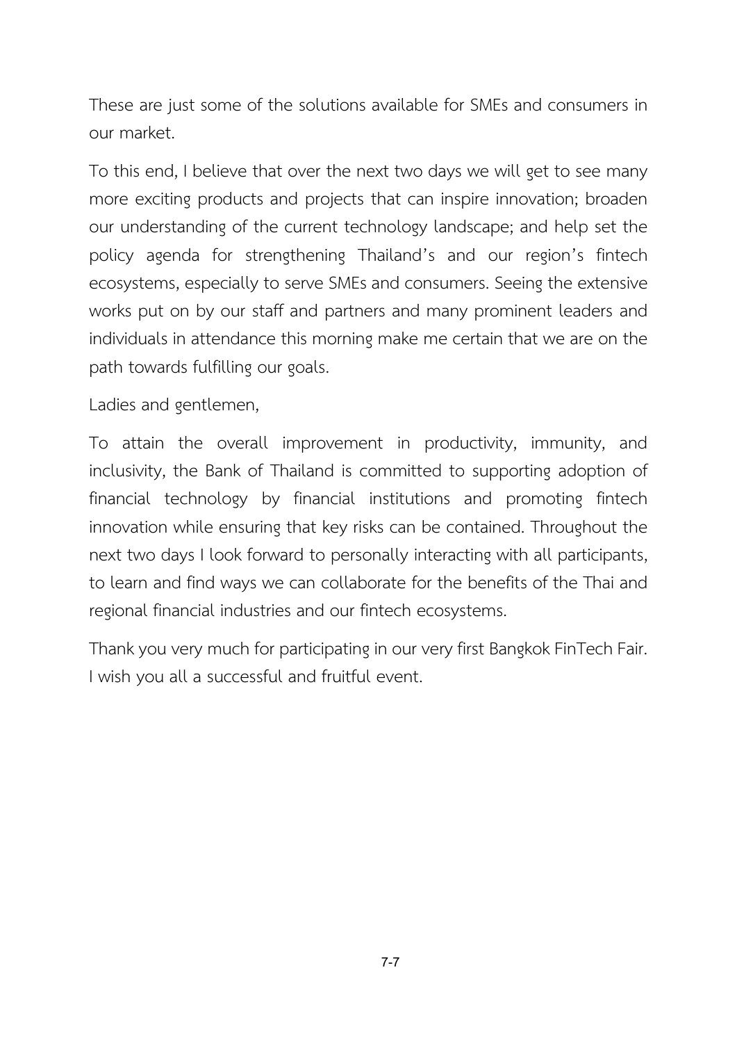These are just some of the solutions available for SMEs and consumers in our market.

To this end, I believe that over the next two days we will get to see many more exciting products and projects that can inspire innovation; broaden our understanding of the current technology landscape; and help set the policy agenda for strengthening Thailand's and our region's fintech ecosystems, especially to serve SMEs and consumers. Seeing the extensive works put on by our staff and partners and many prominent leaders and individuals in attendance this morning make me certain that we are on the path towards fulfilling our goals.

Ladies and gentlemen,

To attain the overall improvement in productivity, immunity, and inclusivity, the Bank of Thailand is committed to supporting adoption of financial technology by financial institutions and promoting fintech innovation while ensuring that key risks can be contained. Throughout the next two days I look forward to personally interacting with all participants, to learn and find ways we can collaborate for the benefits of the Thai and regional financial industries and our fintech ecosystems.

Thank you very much for participating in our very first Bangkok FinTech Fair. I wish you all a successful and fruitful event.